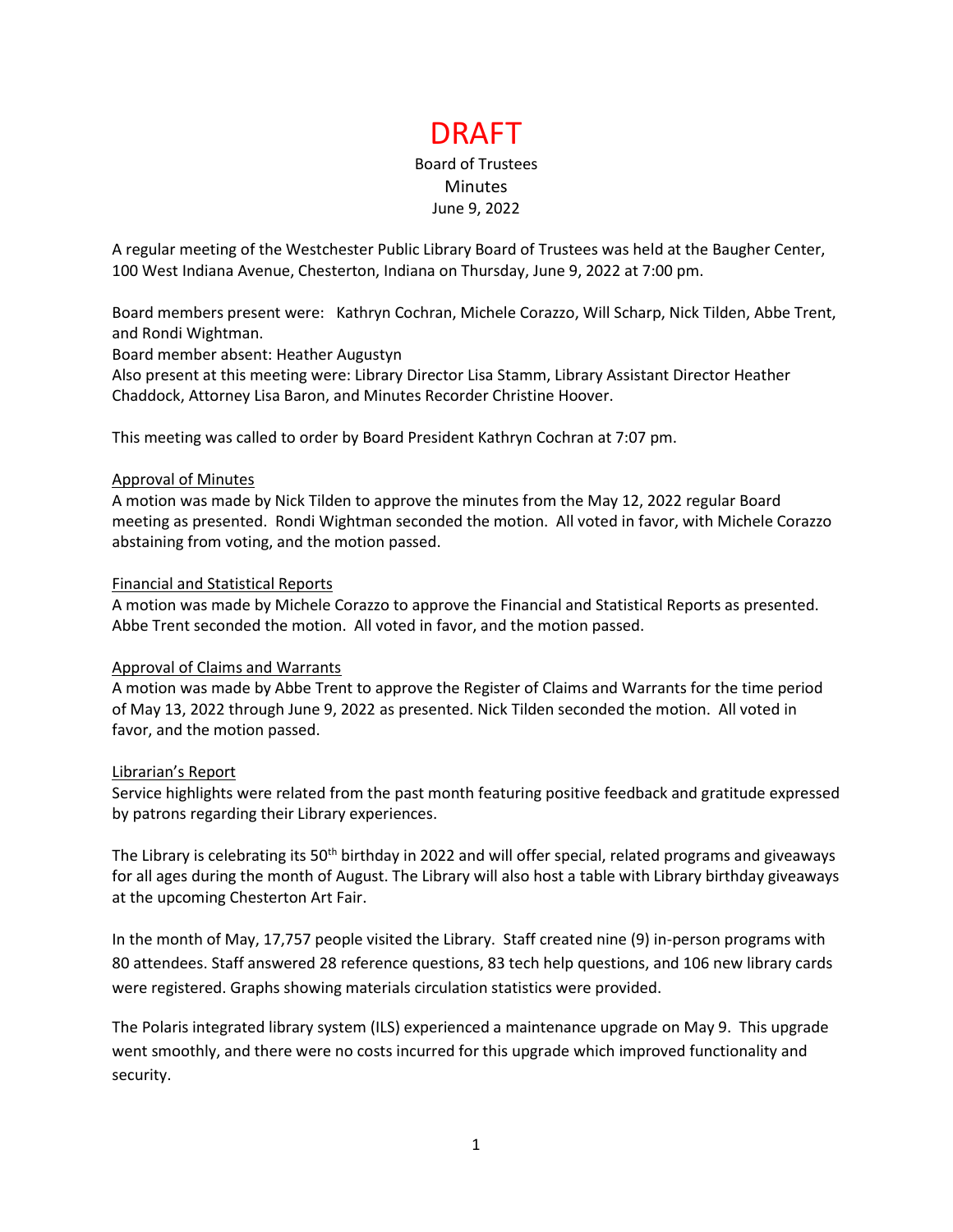# DRAFT

Board of Trustees
Minutes
June 9, 2022

A regular meeting of the Westchester Public Library Board of Trustees was held at the Baugher Center, 100 West Indiana Avenue, Chesterton, Indiana on Thursday, June 9, 2022 at 7:00 pm.

Board members present were: Kathryn Cochran, Michele Corazzo, Will Scharp, Nick Tilden, Abbe Trent, and Rondi Wightman.
Board member absent: Heather Augustyn
Also present at this meeting were: Library Director Lisa Stamm, Library Assistant Director Heather Chaddock, Attorney Lisa Baron, and Minutes Recorder Christine Hoover.

This meeting was called to order by Board President Kathryn Cochran at 7:07 pm.

Approval of Minutes

A motion was made by Nick Tilden to approve the minutes from the May 12, 2022 regular Board meeting as presented. Rondi Wightman seconded the motion. All voted in favor, with Michele Corazzo abstaining from voting, and the motion passed.

Financial and Statistical Reports

A motion was made by Michele Corazzo to approve the Financial and Statistical Reports as presented. Abbe Trent seconded the motion. All voted in favor, and the motion passed.

Approval of Claims and Warrants

A motion was made by Abbe Trent to approve the Register of Claims and Warrants for the time period of May 13, 2022 through June 9, 2022 as presented. Nick Tilden seconded the motion. All voted in favor, and the motion passed.

Librarian's Report

Service highlights were related from the past month featuring positive feedback and gratitude expressed by patrons regarding their Library experiences.

The Library is celebrating its 50th birthday in 2022 and will offer special, related programs and giveaways for all ages during the month of August. The Library will also host a table with Library birthday giveaways at the upcoming Chesterton Art Fair.

In the month of May, 17,757 people visited the Library. Staff created nine (9) in-person programs with 80 attendees. Staff answered 28 reference questions, 83 tech help questions, and 106 new library cards were registered. Graphs showing materials circulation statistics were provided.

The Polaris integrated library system (ILS) experienced a maintenance upgrade on May 9. This upgrade went smoothly, and there were no costs incurred for this upgrade which improved functionality and security.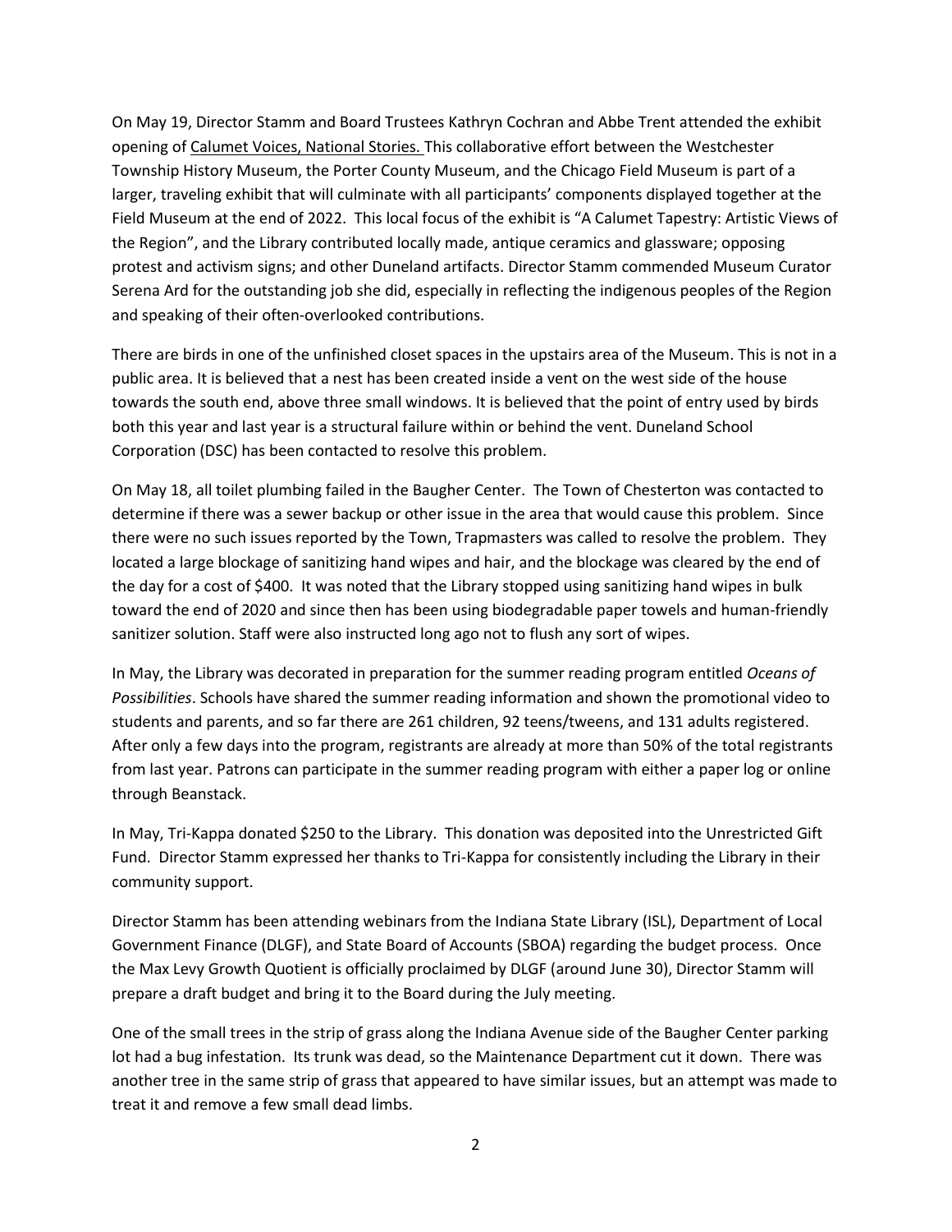On May 19, Director Stamm and Board Trustees Kathryn Cochran and Abbe Trent attended the exhibit opening of Calumet Voices, National Stories. This collaborative effort between the Westchester Township History Museum, the Porter County Museum, and the Chicago Field Museum is part of a larger, traveling exhibit that will culminate with all participants' components displayed together at the Field Museum at the end of 2022. This local focus of the exhibit is "A Calumet Tapestry: Artistic Views of the Region", and the Library contributed locally made, antique ceramics and glassware; opposing protest and activism signs; and other Duneland artifacts. Director Stamm commended Museum Curator Serena Ard for the outstanding job she did, especially in reflecting the indigenous peoples of the Region and speaking of their often-overlooked contributions.

There are birds in one of the unfinished closet spaces in the upstairs area of the Museum. This is not in a public area. It is believed that a nest has been created inside a vent on the west side of the house towards the south end, above three small windows. It is believed that the point of entry used by birds both this year and last year is a structural failure within or behind the vent. Duneland School Corporation (DSC) has been contacted to resolve this problem.

On May 18, all toilet plumbing failed in the Baugher Center. The Town of Chesterton was contacted to determine if there was a sewer backup or other issue in the area that would cause this problem. Since there were no such issues reported by the Town, Trapmasters was called to resolve the problem. They located a large blockage of sanitizing hand wipes and hair, and the blockage was cleared by the end of the day for a cost of $400. It was noted that the Library stopped using sanitizing hand wipes in bulk toward the end of 2020 and since then has been using biodegradable paper towels and human-friendly sanitizer solution. Staff were also instructed long ago not to flush any sort of wipes.

In May, the Library was decorated in preparation for the summer reading program entitled *Oceans of Possibilities*. Schools have shared the summer reading information and shown the promotional video to students and parents, and so far there are 261 children, 92 teens/tweens, and 131 adults registered. After only a few days into the program, registrants are already at more than 50% of the total registrants from last year. Patrons can participate in the summer reading program with either a paper log or online through Beanstack.

In May, Tri-Kappa donated $250 to the Library. This donation was deposited into the Unrestricted Gift Fund. Director Stamm expressed her thanks to Tri-Kappa for consistently including the Library in their community support.

Director Stamm has been attending webinars from the Indiana State Library (ISL), Department of Local Government Finance (DLGF), and State Board of Accounts (SBOA) regarding the budget process. Once the Max Levy Growth Quotient is officially proclaimed by DLGF (around June 30), Director Stamm will prepare a draft budget and bring it to the Board during the July meeting.

One of the small trees in the strip of grass along the Indiana Avenue side of the Baugher Center parking lot had a bug infestation. Its trunk was dead, so the Maintenance Department cut it down. There was another tree in the same strip of grass that appeared to have similar issues, but an attempt was made to treat it and remove a few small dead limbs.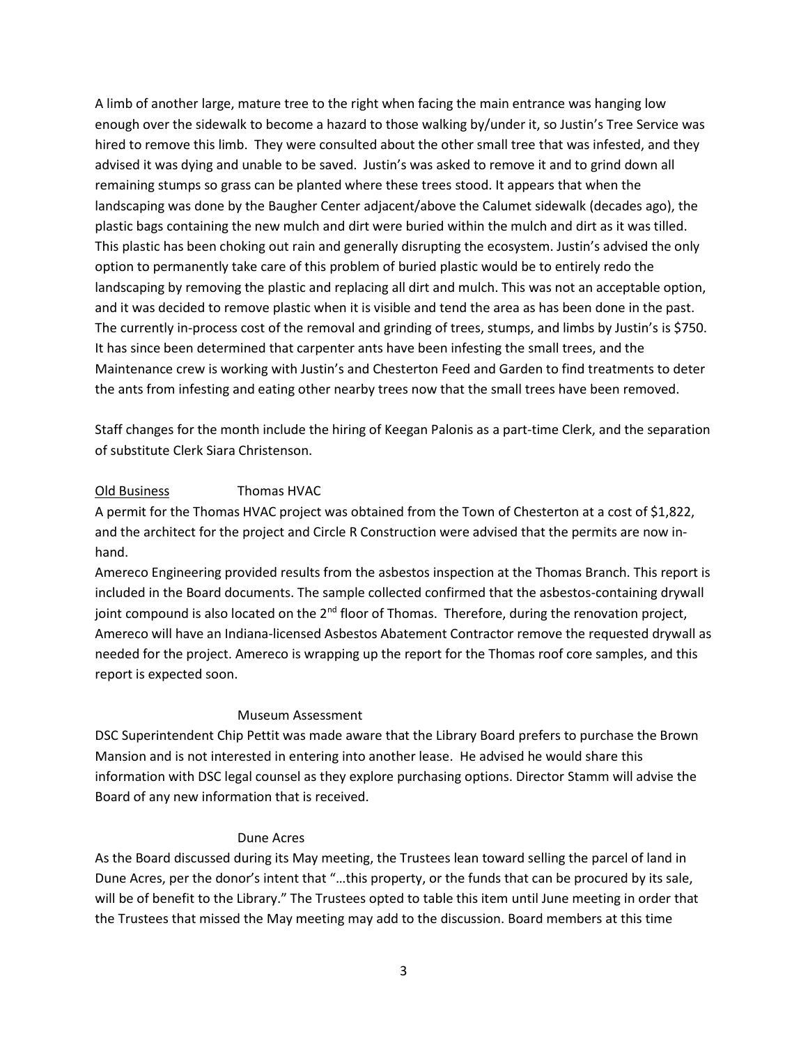A limb of another large, mature tree to the right when facing the main entrance was hanging low enough over the sidewalk to become a hazard to those walking by/under it, so Justin's Tree Service was hired to remove this limb. They were consulted about the other small tree that was infested, and they advised it was dying and unable to be saved. Justin's was asked to remove it and to grind down all remaining stumps so grass can be planted where these trees stood. It appears that when the landscaping was done by the Baugher Center adjacent/above the Calumet sidewalk (decades ago), the plastic bags containing the new mulch and dirt were buried within the mulch and dirt as it was tilled. This plastic has been choking out rain and generally disrupting the ecosystem. Justin's advised the only option to permanently take care of this problem of buried plastic would be to entirely redo the landscaping by removing the plastic and replacing all dirt and mulch. This was not an acceptable option, and it was decided to remove plastic when it is visible and tend the area as has been done in the past. The currently in-process cost of the removal and grinding of trees, stumps, and limbs by Justin's is $750. It has since been determined that carpenter ants have been infesting the small trees, and the Maintenance crew is working with Justin's and Chesterton Feed and Garden to find treatments to deter the ants from infesting and eating other nearby trees now that the small trees have been removed.

Staff changes for the month include the hiring of Keegan Palonis as a part-time Clerk, and the separation of substitute Clerk Siara Christenson.

<u>Old Business</u> Thomas HVAC

A permit for the Thomas HVAC project was obtained from the Town of Chesterton at a cost of $1,822, and the architect for the project and Circle R Construction were advised that the permits are now in-hand.

Amereco Engineering provided results from the asbestos inspection at the Thomas Branch. This report is included in the Board documents. The sample collected confirmed that the asbestos-containing drywall joint compound is also located on the 2nd floor of Thomas. Therefore, during the renovation project, Amereco will have an Indiana-licensed Asbestos Abatement Contractor remove the requested drywall as needed for the project. Amereco is wrapping up the report for the Thomas roof core samples, and this report is expected soon.

Museum Assessment

DSC Superintendent Chip Pettit was made aware that the Library Board prefers to purchase the Brown Mansion and is not interested in entering into another lease. He advised he would share this information with DSC legal counsel as they explore purchasing options. Director Stamm will advise the Board of any new information that is received.

Dune Acres

As the Board discussed during its May meeting, the Trustees lean toward selling the parcel of land in Dune Acres, per the donor's intent that "…this property, or the funds that can be procured by its sale, will be of benefit to the Library." The Trustees opted to table this item until June meeting in order that the Trustees that missed the May meeting may add to the discussion. Board members at this time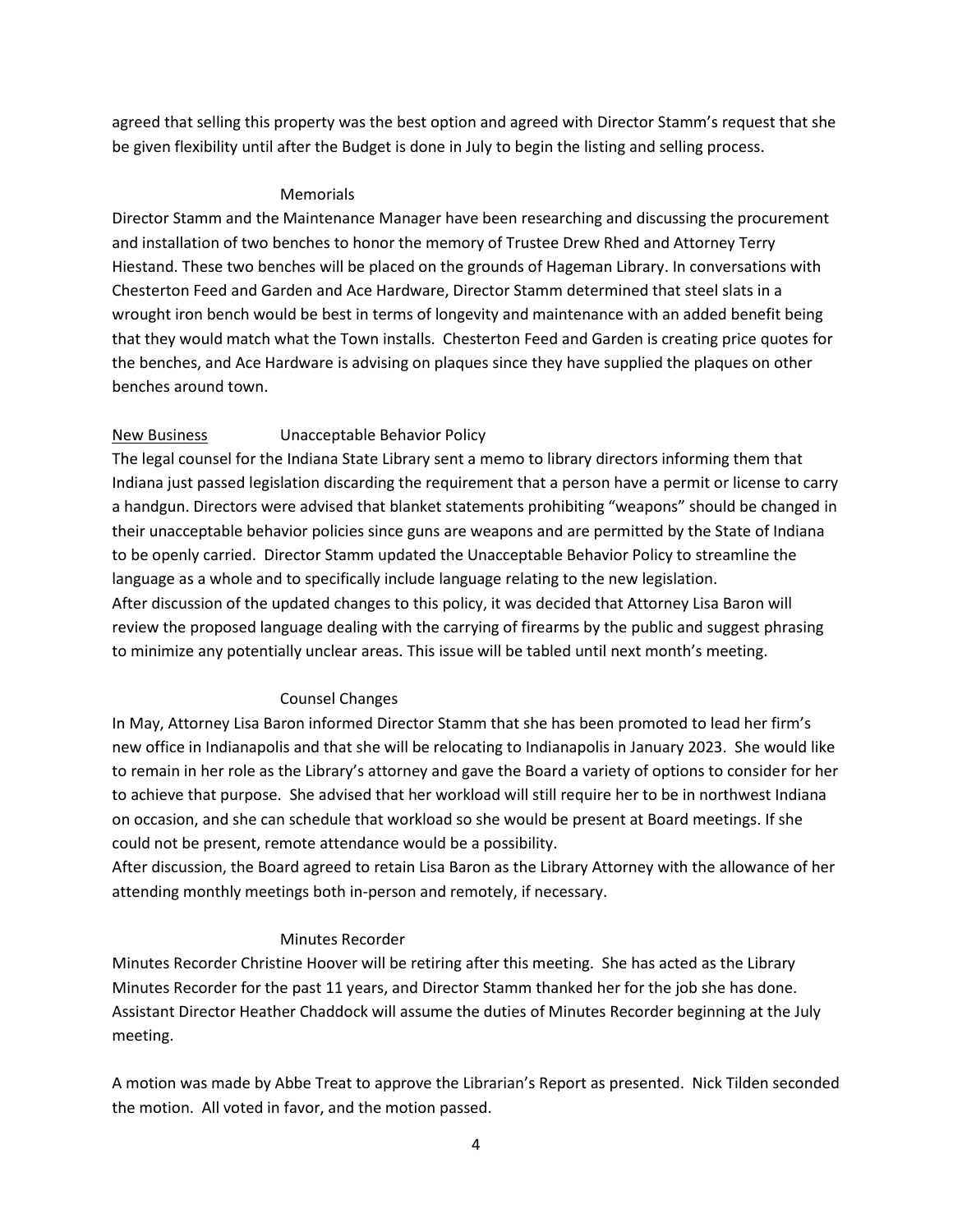agreed that selling this property was the best option and agreed with Director Stamm's request that she be given flexibility until after the Budget is done in July to begin the listing and selling process.

Memorials

Director Stamm and the Maintenance Manager have been researching and discussing the procurement and installation of two benches to honor the memory of Trustee Drew Rhed and Attorney Terry Hiestand. These two benches will be placed on the grounds of Hageman Library. In conversations with Chesterton Feed and Garden and Ace Hardware, Director Stamm determined that steel slats in a wrought iron bench would be best in terms of longevity and maintenance with an added benefit being that they would match what the Town installs. Chesterton Feed and Garden is creating price quotes for the benches, and Ace Hardware is advising on plaques since they have supplied the plaques on other benches around town.

<u>New Business</u> Unacceptable Behavior Policy

The legal counsel for the Indiana State Library sent a memo to library directors informing them that Indiana just passed legislation discarding the requirement that a person have a permit or license to carry a handgun. Directors were advised that blanket statements prohibiting "weapons" should be changed in their unacceptable behavior policies since guns are weapons and are permitted by the State of Indiana to be openly carried. Director Stamm updated the Unacceptable Behavior Policy to streamline the language as a whole and to specifically include language relating to the new legislation.
After discussion of the updated changes to this policy, it was decided that Attorney Lisa Baron will review the proposed language dealing with the carrying of firearms by the public and suggest phrasing to minimize any potentially unclear areas. This issue will be tabled until next month's meeting.

Counsel Changes

In May, Attorney Lisa Baron informed Director Stamm that she has been promoted to lead her firm's new office in Indianapolis and that she will be relocating to Indianapolis in January 2023. She would like to remain in her role as the Library's attorney and gave the Board a variety of options to consider for her to achieve that purpose. She advised that her workload will still require her to be in northwest Indiana on occasion, and she can schedule that workload so she would be present at Board meetings. If she could not be present, remote attendance would be a possibility.
After discussion, the Board agreed to retain Lisa Baron as the Library Attorney with the allowance of her attending monthly meetings both in-person and remotely, if necessary.

Minutes Recorder

Minutes Recorder Christine Hoover will be retiring after this meeting. She has acted as the Library Minutes Recorder for the past 11 years, and Director Stamm thanked her for the job she has done. Assistant Director Heather Chaddock will assume the duties of Minutes Recorder beginning at the July meeting.

A motion was made by Abbe Treat to approve the Librarian's Report as presented. Nick Tilden seconded the motion. All voted in favor, and the motion passed.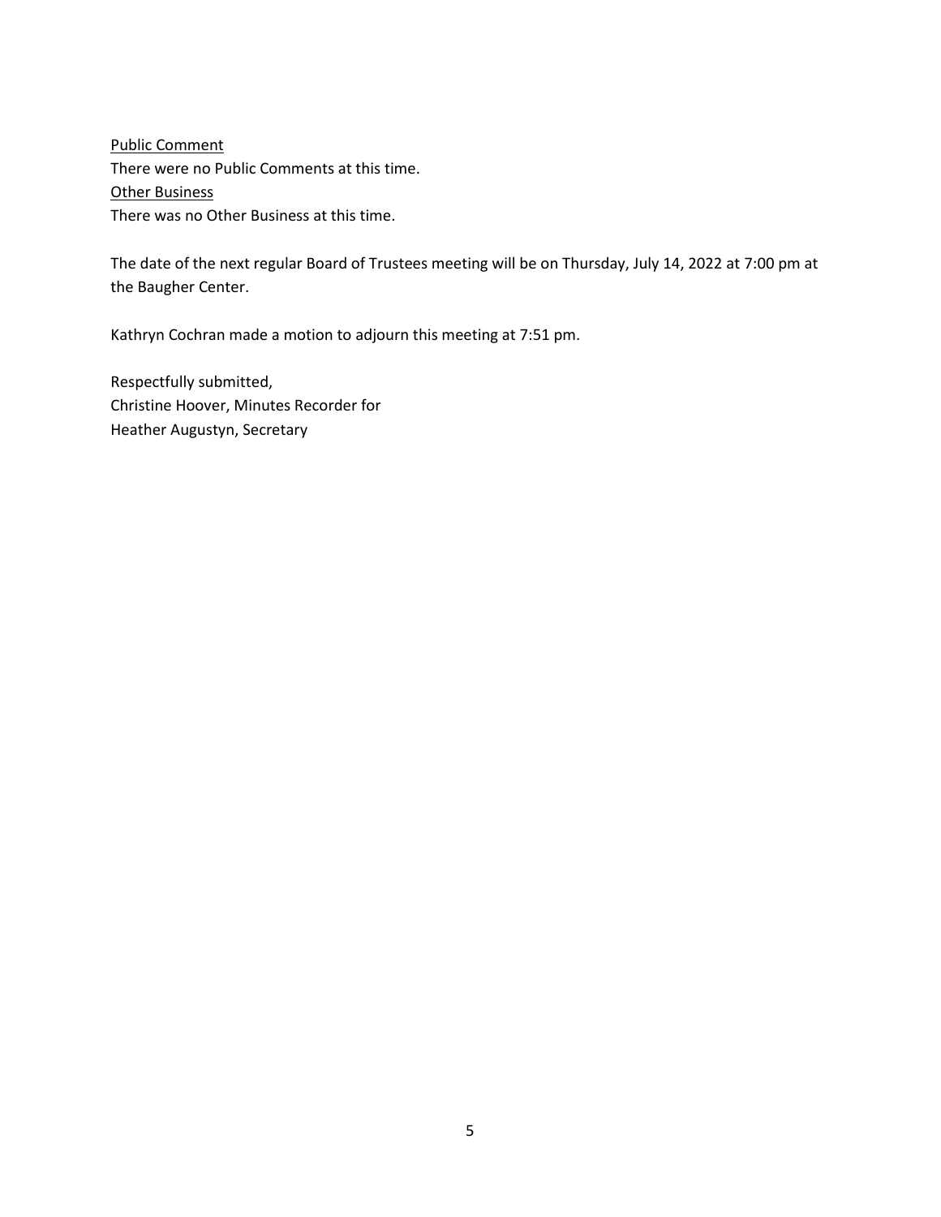<u>Public Comment</u>

There were no Public Comments at this time.

<u>Other Business</u>

There was no Other Business at this time.

The date of the next regular Board of Trustees meeting will be on Thursday, July 14, 2022 at 7:00 pm at the Baugher Center.

Kathryn Cochran made a motion to adjourn this meeting at 7:51 pm.

Respectfully submitted,
Christine Hoover, Minutes Recorder for
Heather Augustyn, Secretary